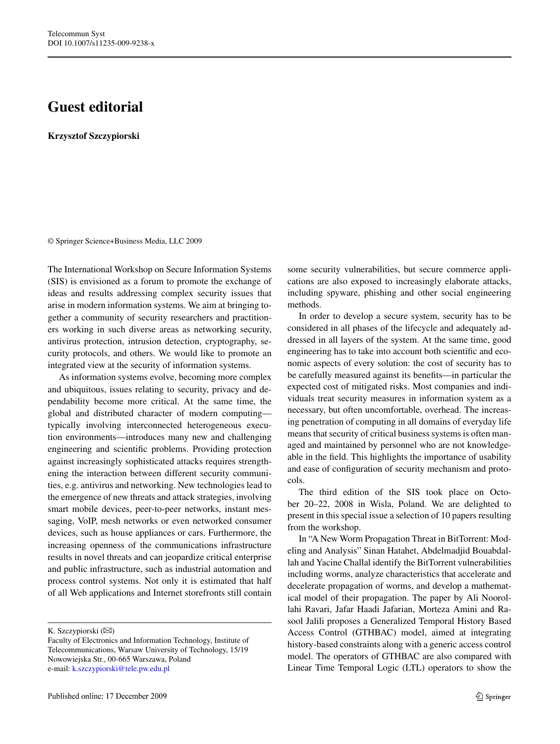# Guest editorial

**Krzysztof Szczypiorski**

© Springer Science+Business Media, LLC 2009

The International Workshop on Secure Information Systems (SIS) is envisioned as a forum to promote the exchange of ideas and results addressing complex security issues that arise in modern information systems. We aim at bringing together a community of security researchers and practitioners working in such diverse areas as networking security, antivirus protection, intrusion detection, cryptography, security protocols, and others. We would like to promote an integrated view at the security of information systems.

As information systems evolve, becoming more complex and ubiquitous, issues relating to security, privacy and dependability become more critical. At the same time, the global and distributed character of modern computing—typically involving interconnected heterogeneous execution environments—introduces many new and challenging engineering and scientific problems. Providing protection against increasingly sophisticated attacks requires strengthening the interaction between different security communities, e.g. antivirus and networking. New technologies lead to the emergence of new threats and attack strategies, involving smart mobile devices, peer-to-peer networks, instant messaging, VoIP, mesh networks or even networked consumer devices, such as house appliances or cars. Furthermore, the increasing openness of the communications infrastructure results in novel threats and can jeopardize critical enterprise and public infrastructure, such as industrial automation and process control systems. Not only it is estimated that half of all Web applications and Internet storefronts still contain some security vulnerabilities, but secure commerce applications are also exposed to increasingly elaborate attacks, including spyware, phishing and other social engineering methods.

In order to develop a secure system, security has to be considered in all phases of the lifecycle and adequately addressed in all layers of the system. At the same time, good engineering has to take into account both scientific and economic aspects of every solution: the cost of security has to be carefully measured against its benefits—in particular the expected cost of mitigated risks. Most companies and individuals treat security measures in information system as a necessary, but often uncomfortable, overhead. The increasing penetration of computing in all domains of everyday life means that security of critical business systems is often managed and maintained by personnel who are not knowledgeable in the field. This highlights the importance of usability and ease of configuration of security mechanism and protocols.

The third edition of the SIS took place on October 20–22, 2008 in Wisla, Poland. We are delighted to present in this special issue a selection of 10 papers resulting from the workshop.

In "A New Worm Propagation Threat in BitTorrent: Modeling and Analysis" Sinan Hatahet, Abdelmadjid Bouabdallah and Yacine Challal identify the BitTorrent vulnerabilities including worms, analyze characteristics that accelerate and decelerate propagation of worms, and develop a mathematical model of their propagation. The paper by Ali Noorollahi Ravari, Jafar Haadi Jafarian, Morteza Amini and Rasool Jalili proposes a Generalized Temporal History Based Access Control (GTHBAC) model, aimed at integrating history-based constraints along with a generic access control model. The operators of GTHBAC are also compared with Linear Time Temporal Logic (LTL) operators to show the

---

K. Szczypiorski (✉)
Faculty of Electronics and Information Technology, Institute of Telecommunications, Warsaw University of Technology, 15/19 Nowowiejska Str., 00-665 Warszawa, Poland
e-mail: k.szczypiorski@tele.pw.edu.pl

Published online: 17 December 2009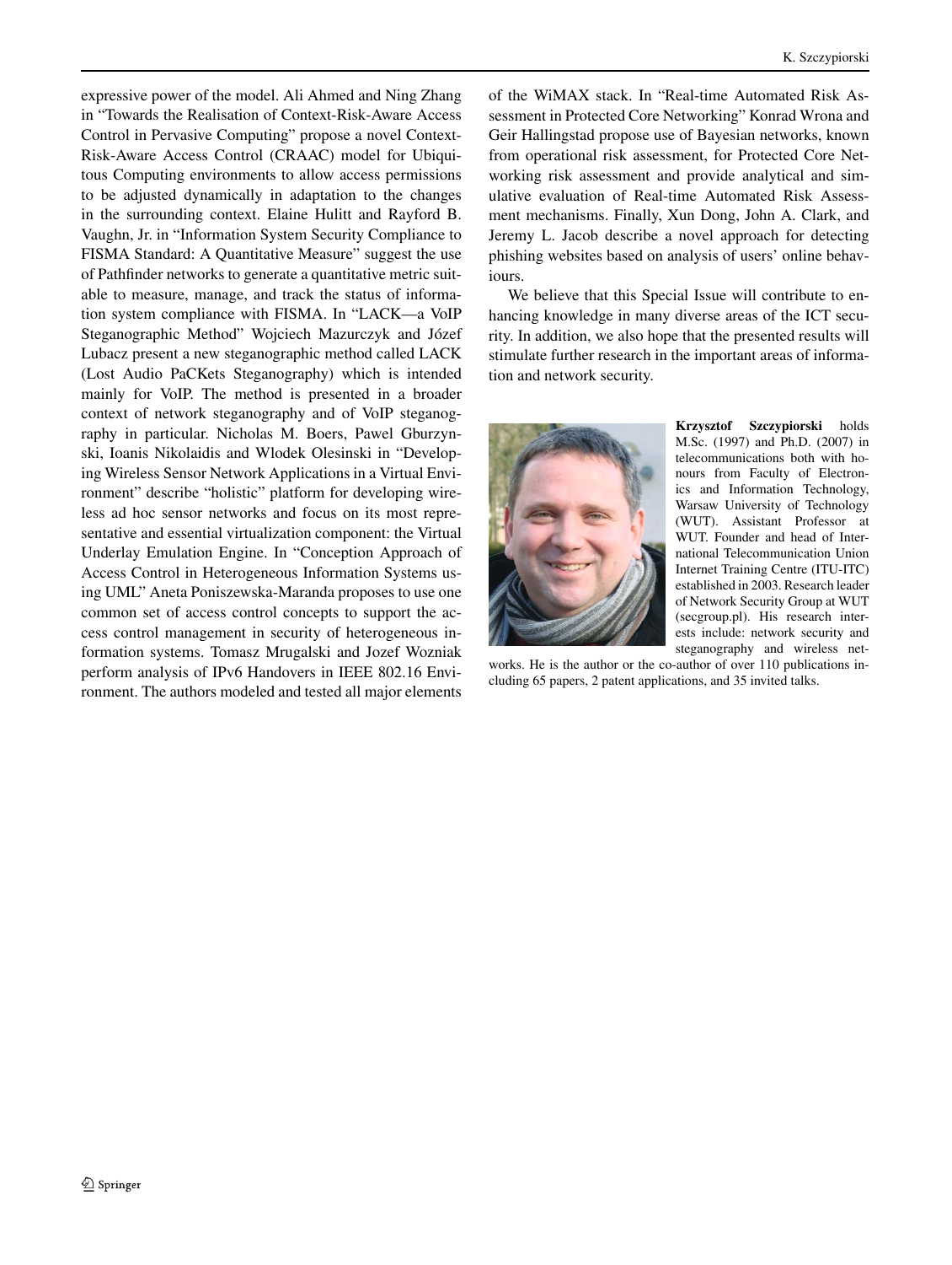expressive power of the model. Ali Ahmed and Ning Zhang in "Towards the Realisation of Context-Risk-Aware Access Control in Pervasive Computing" propose a novel Context-Risk-Aware Access Control (CRAAC) model for Ubiquitous Computing environments to allow access permissions to be adjusted dynamically in adaptation to the changes in the surrounding context. Elaine Hulitt and Rayford B. Vaughn, Jr. in "Information System Security Compliance to FISMA Standard: A Quantitative Measure" suggest the use of Pathfinder networks to generate a quantitative metric suitable to measure, manage, and track the status of information system compliance with FISMA. In "LACK—a VoIP Steganographic Method" Wojciech Mazurczyk and Józef Lubacz present a new steganographic method called LACK (Lost Audio PaCKets Steganography) which is intended mainly for VoIP. The method is presented in a broader context of network steganography and of VoIP steganography in particular. Nicholas M. Boers, Pawel Gburzynski, Ioanis Nikolaidis and Wlodek Olesinski in "Developing Wireless Sensor Network Applications in a Virtual Environment" describe "holistic" platform for developing wireless ad hoc sensor networks and focus on its most representative and essential virtualization component: the Virtual Underlay Emulation Engine. In "Conception Approach of Access Control in Heterogeneous Information Systems using UML" Aneta Poniszewska-Maranda proposes to use one common set of access control concepts to support the access control management in security of heterogeneous information systems. Tomasz Mrugalski and Jozef Wozniak perform analysis of IPv6 Handovers in IEEE 802.16 Environment. The authors modeled and tested all major elements of the WiMAX stack. In "Real-time Automated Risk Assessment in Protected Core Networking" Konrad Wrona and Geir Hallingstad propose use of Bayesian networks, known from operational risk assessment, for Protected Core Networking risk assessment and provide analytical and simulative evaluation of Real-time Automated Risk Assessment mechanisms. Finally, Xun Dong, John A. Clark, and Jeremy L. Jacob describe a novel approach for detecting phishing websites based on analysis of users' online behaviours.

We believe that this Special Issue will contribute to enhancing knowledge in many diverse areas of the ICT security. In addition, we also hope that the presented results will stimulate further research in the important areas of information and network security.

**Krzysztof Szczypiorski** holds M.Sc. (1997) and Ph.D. (2007) in telecommunications both with honours from Faculty of Electronics and Information Technology, Warsaw University of Technology (WUT). Assistant Professor at WUT. Founder and head of International Telecommunication Union Internet Training Centre (ITU-ITC) established in 2003. Research leader of Network Security Group at WUT (secgroup.pl). His research interests include: network security and steganography and wireless networks. He is the author or the co-author of over 110 publications including 65 papers, 2 patent applications, and 35 invited talks.